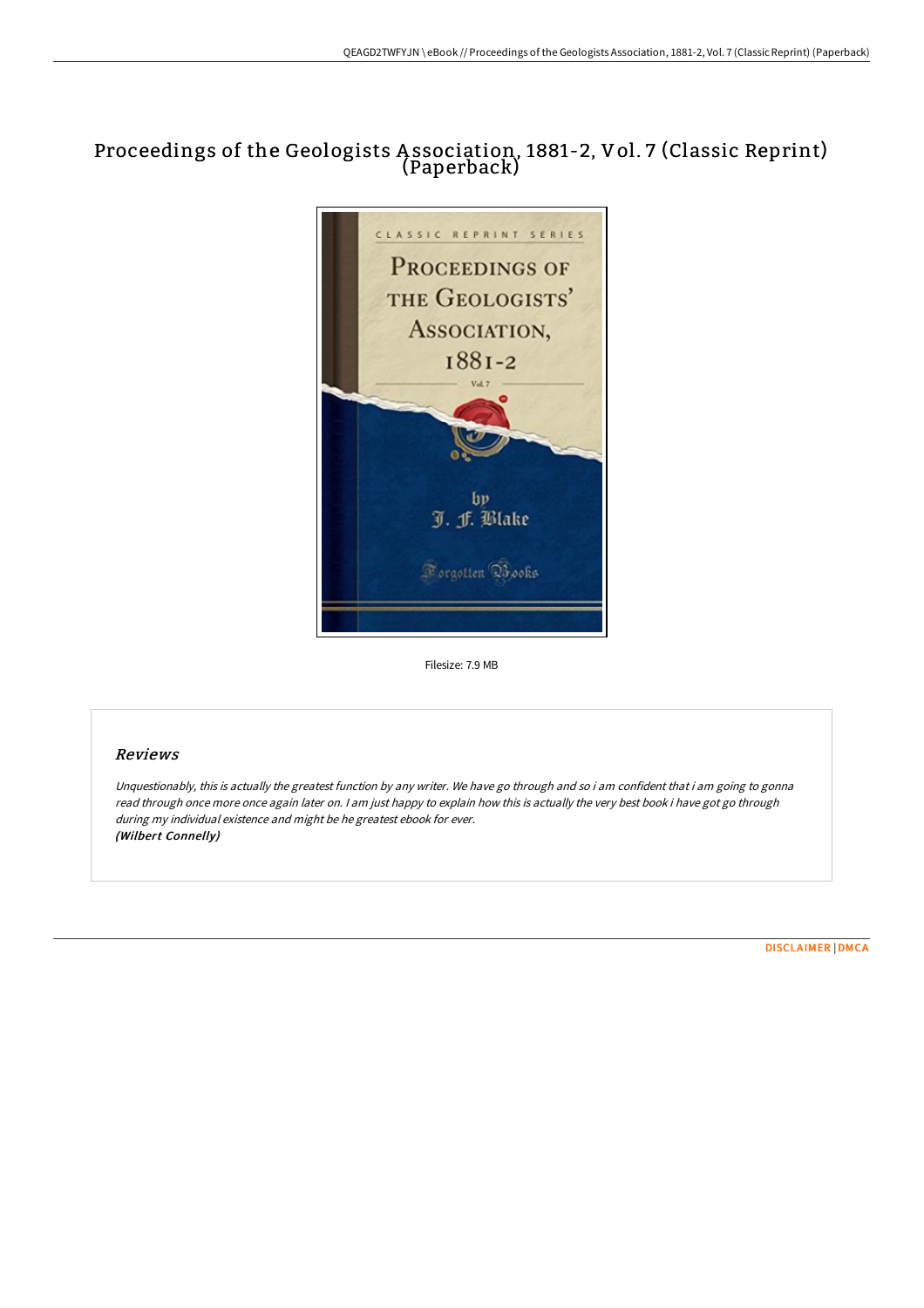# Proceedings of the Geologists Association, 1881-2, Vol. 7 (Classic Reprint) (Paperback)

Filesize: 7.9 MB

## *Reviews*

*Unquestionably, this is actually the greatest function by any writer. We have go through and so i am confident that i am going to gonna read through once more once again later on. I am just happy to explain how this is actually the very best book i have got go through during my individual existence and might be he greatest ebook for ever.*
***(Wilbert Connelly)***

DISCLAIMER | DMCA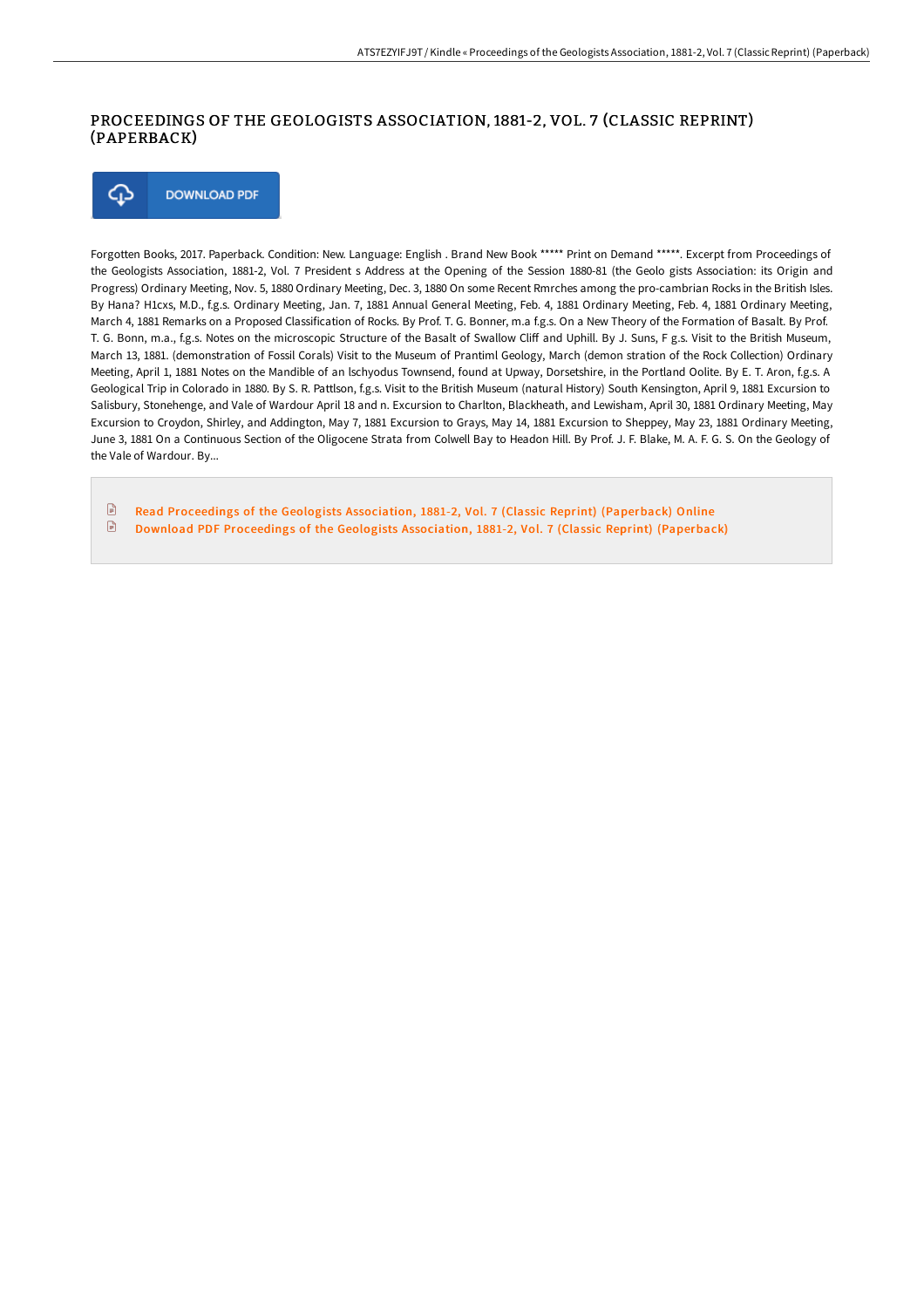# PROCEEDINGS OF THE GEOLOGISTS ASSOCIATION, 1881-2, VOL. 7 (CLASSIC REPRINT) (PAPERBACK)

DOWNLOAD PDF

Forgotten Books, 2017. Paperback. Condition: New. Language: English . Brand New Book ***** Print on Demand *****. Excerpt from Proceedings of the Geologists Association, 1881-2, Vol. 7 President s Address at the Opening of the Session 1880-81 (the Geolo gists Association: its Origin and Progress) Ordinary Meeting, Nov. 5, 1880 Ordinary Meeting, Dec. 3, 1880 On some Recent Rmrches among the pro-cambrian Rocks in the British Isles. By Hana? H1cxs, M.D., f.g.s. Ordinary Meeting, Jan. 7, 1881 Annual General Meeting, Feb. 4, 1881 Ordinary Meeting, Feb. 4, 1881 Ordinary Meeting, March 4, 1881 Remarks on a Proposed Classification of Rocks. By Prof. T. G. Bonner, m.a f.g.s. On a New Theory of the Formation of Basalt. By Prof. T. G. Bonn, m.a., f.g.s. Notes on the microscopic Structure of the Basalt of Swallow Cliff and Uphill. By J. Suns, F g.s. Visit to the British Museum, March 13, 1881. (demonstration of Fossil Corals) Visit to the Museum of Prantiml Geology, March (demon stration of the Rock Collection) Ordinary Meeting, April 1, 1881 Notes on the Mandible of an lschyodus Townsend, found at Upway, Dorsetshire, in the Portland Oolite. By E. T. Aron, f.g.s. A Geological Trip in Colorado in 1880. By S. R. Pattlson, f.g.s. Visit to the British Museum (natural History) South Kensington, April 9, 1881 Excursion to Salisbury, Stonehenge, and Vale of Wardour April 18 and n. Excursion to Charlton, Blackheath, and Lewisham, April 30, 1881 Ordinary Meeting, May Excursion to Croydon, Shirley, and Addington, May 7, 1881 Excursion to Grays, May 14, 1881 Excursion to Sheppey, May 23, 1881 Ordinary Meeting, June 3, 1881 On a Continuous Section of the Oligocene Strata from Colwell Bay to Headon Hill. By Prof. J. F. Blake, M. A. F. G. S. On the Geology of the Vale of Wardour. By...

- Read Proceedings of the Geologists Association, 1881-2, Vol. 7 (Classic Reprint) (Paperback) Online
- Download PDF Proceedings of the Geologists Association, 1881-2, Vol. 7 (Classic Reprint) (Paperback)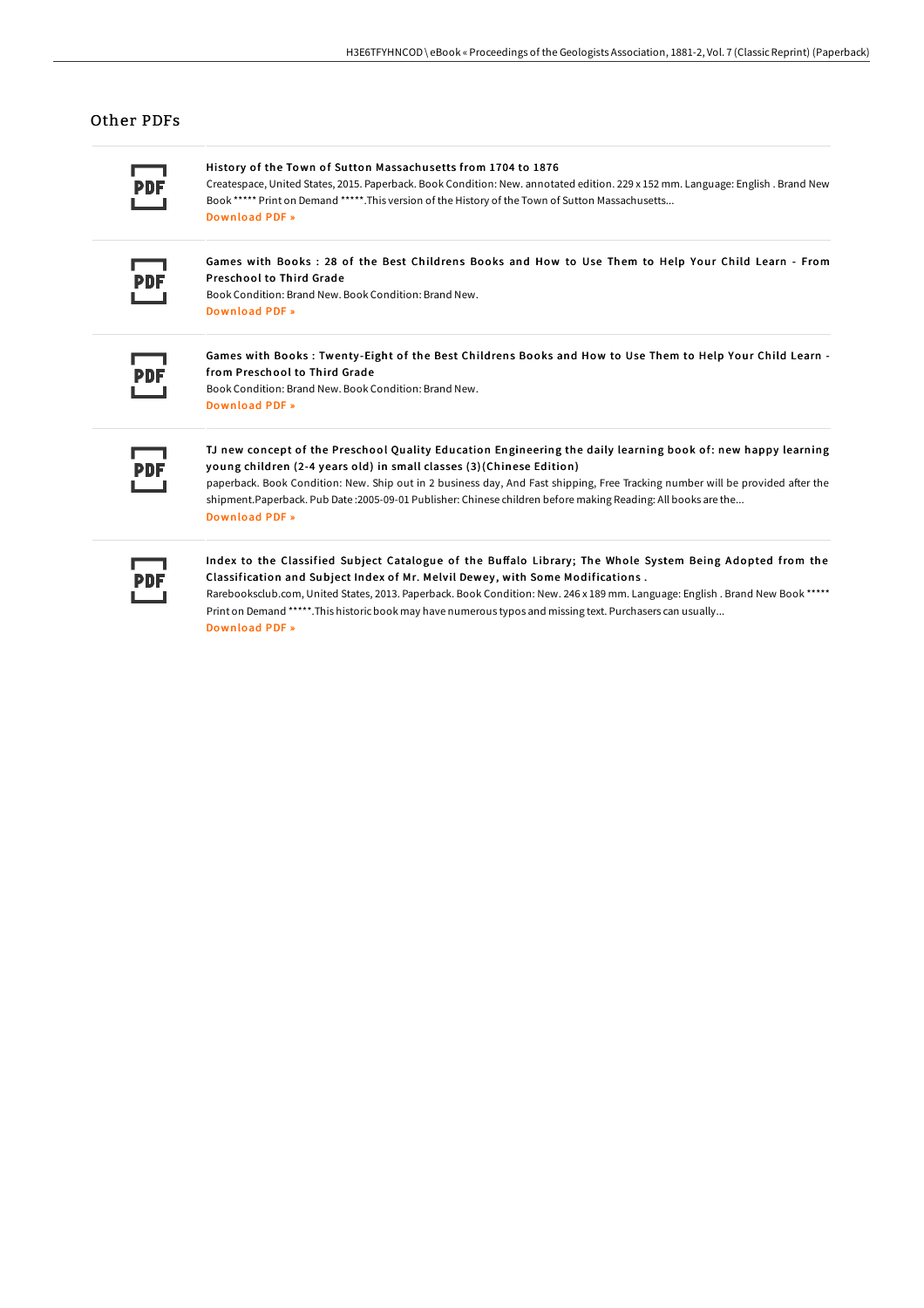## Other PDFs

**History of the Town of Sutton Massachusetts from 1704 to 1876**

Createspace, United States, 2015. Paperback. Book Condition: New. annotated edition. 229 x 152 mm. Language: English . Brand New Book ***** Print on Demand *****.This version of the History of the Town of Sutton Massachusetts...

Download PDF »

**Games with Books : 28 of the Best Childrens Books and How to Use Them to Help Your Child Learn - From Preschool to Third Grade**

Book Condition: Brand New. Book Condition: Brand New.

Download PDF »

**Games with Books : Twenty-Eight of the Best Childrens Books and How to Use Them to Help Your Child Learn - from Preschool to Third Grade**

Book Condition: Brand New. Book Condition: Brand New.

Download PDF »

**TJ new concept of the Preschool Quality Education Engineering the daily learning book of: new happy learning young children (2-4 years old) in small classes (3)(Chinese Edition)**

paperback. Book Condition: New. Ship out in 2 business day, And Fast shipping, Free Tracking number will be provided after the shipment.Paperback. Pub Date :2005-09-01 Publisher: Chinese children before making Reading: All books are the...

Download PDF »

**Index to the Classified Subject Catalogue of the Buffalo Library; The Whole System Being Adopted from the Classification and Subject Index of Mr. Melvil Dewey, with Some Modifications .**

Rarebooksclub.com, United States, 2013. Paperback. Book Condition: New. 246 x 189 mm. Language: English . Brand New Book ***** Print on Demand *****.This historic book may have numerous typos and missing text. Purchasers can usually...

Download PDF »